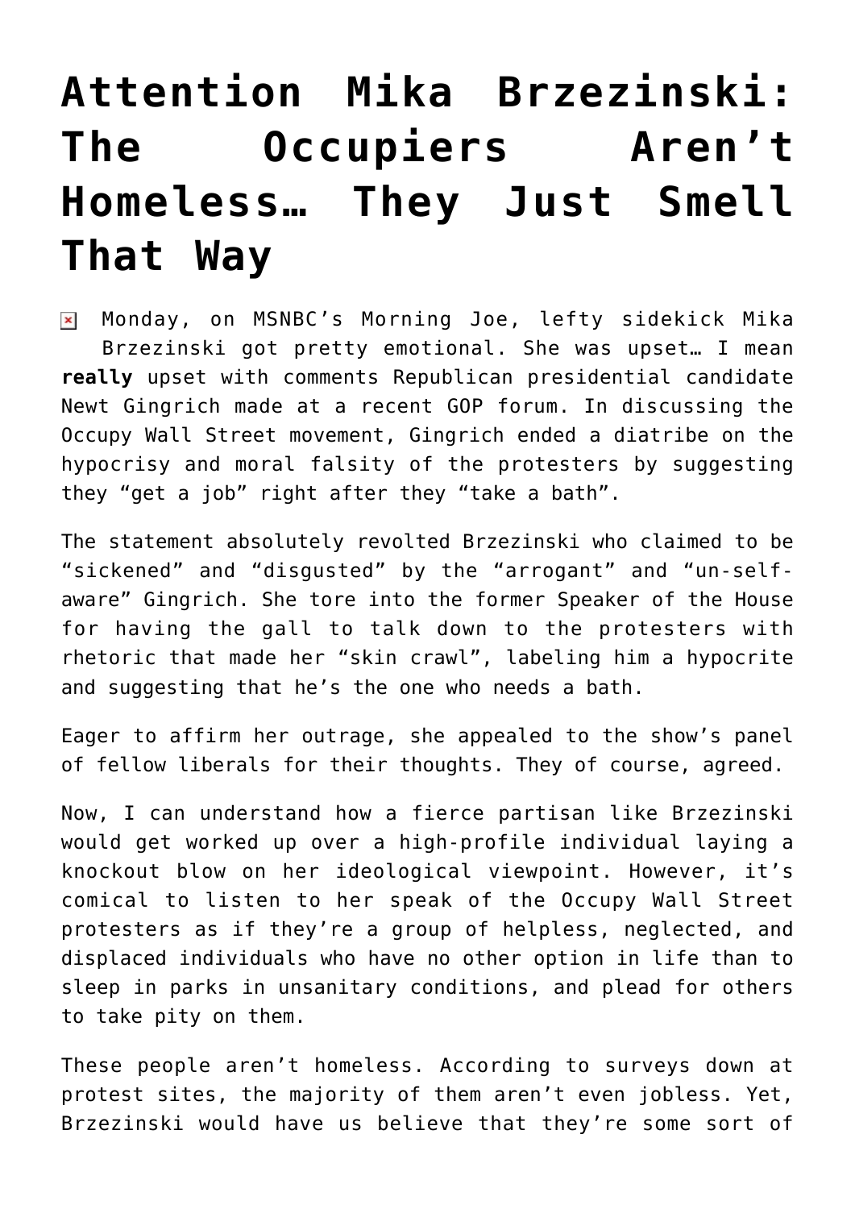# Attention Mika Brzezinski: The Occupiers Aren't Homeless… They Just Smell That Way

Monday, on MSNBC's Morning Joe, lefty sidekick Mika Brzezinski got pretty emotional. She was upset… I mean **really** upset with comments Republican presidential candidate Newt Gingrich made at a recent GOP forum. In discussing the Occupy Wall Street movement, Gingrich ended a diatribe on the hypocrisy and moral falsity of the protesters by suggesting they "get a job" right after they "take a bath".

The statement absolutely revolted Brzezinski who claimed to be "sickened" and "disgusted" by the "arrogant" and "un-self-aware" Gingrich. She tore into the former Speaker of the House for having the gall to talk down to the protesters with rhetoric that made her "skin crawl", labeling him a hypocrite and suggesting that he's the one who needs a bath.

Eager to affirm her outrage, she appealed to the show's panel of fellow liberals for their thoughts. They of course, agreed.

Now, I can understand how a fierce partisan like Brzezinski would get worked up over a high-profile individual laying a knockout blow on her ideological viewpoint. However, it's comical to listen to her speak of the Occupy Wall Street protesters as if they're a group of helpless, neglected, and displaced individuals who have no other option in life than to sleep in parks in unsanitary conditions, and plead for others to take pity on them.

These people aren't homeless. According to surveys down at protest sites, the majority of them aren't even jobless. Yet, Brzezinski would have us believe that they're some sort of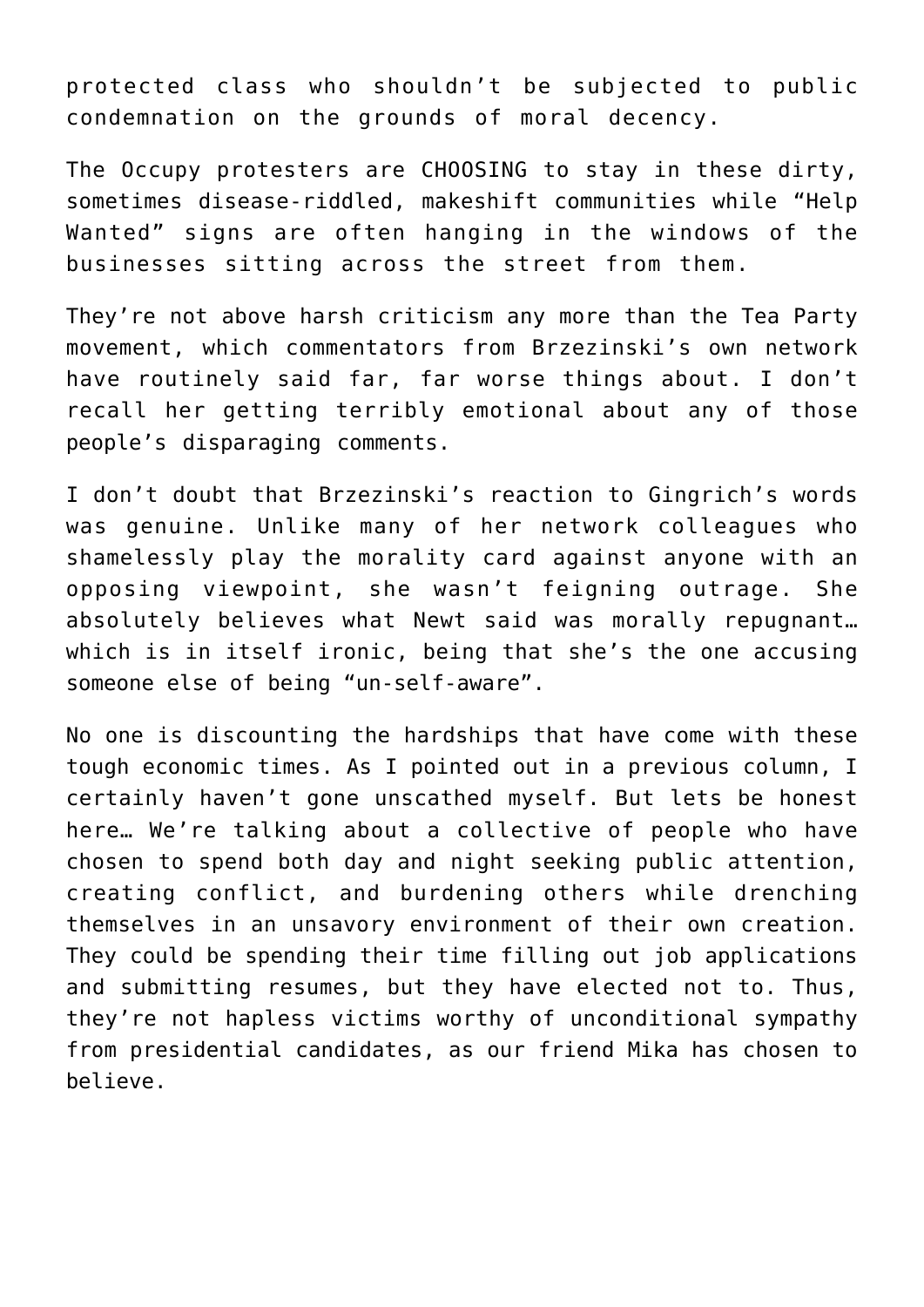protected class who shouldn't be subjected to public condemnation on the grounds of moral decency.

The Occupy protesters are CHOOSING to stay in these dirty, sometimes disease-riddled, makeshift communities while "Help Wanted" signs are often hanging in the windows of the businesses sitting across the street from them.

They're not above harsh criticism any more than the Tea Party movement, which commentators from Brzezinski's own network have routinely said far, far worse things about. I don't recall her getting terribly emotional about any of those people's disparaging comments.

I don't doubt that Brzezinski's reaction to Gingrich's words was genuine. Unlike many of her network colleagues who shamelessly play the morality card against anyone with an opposing viewpoint, she wasn't feigning outrage. She absolutely believes what Newt said was morally repugnant… which is in itself ironic, being that she's the one accusing someone else of being "un-self-aware".

No one is discounting the hardships that have come with these tough economic times. As I pointed out in a previous column, I certainly haven't gone unscathed myself. But lets be honest here… We're talking about a collective of people who have chosen to spend both day and night seeking public attention, creating conflict, and burdening others while drenching themselves in an unsavory environment of their own creation. They could be spending their time filling out job applications and submitting resumes, but they have elected not to. Thus, they're not hapless victims worthy of unconditional sympathy from presidential candidates, as our friend Mika has chosen to believe.